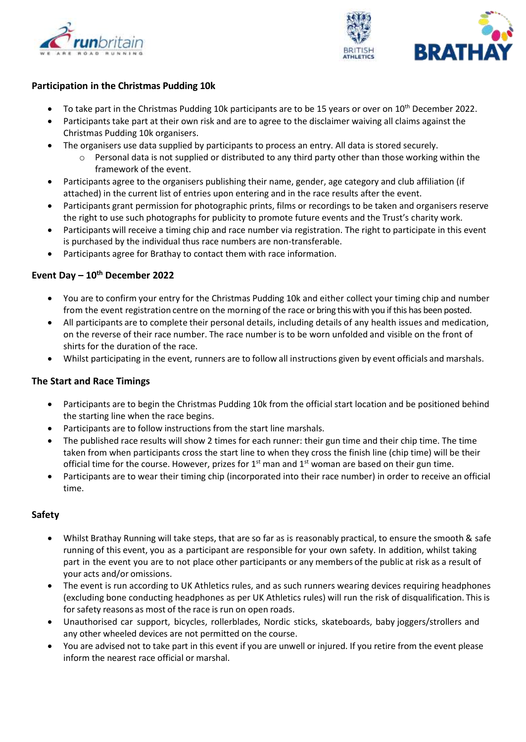## Participation in the Christmas Pudding 10k

- To take part in the Christmas Pudding 10k participants are to be 15 years or over on 10th December 2022.
- Participants take part at their own risk and are to agree to the disclaimer waiving all claims against the Christmas Pudding 10k organisers.
- The organisers use data supplied by participants to process an entry. All data is stored securely.
  - Personal data is not supplied or distributed to any third party other than those working within the framework of the event.
- Participants agree to the organisers publishing their name, gender, age category and club affiliation (if attached) in the current list of entries upon entering and in the race results after the event.
- Participants grant permission for photographic prints, films or recordings to be taken and organisers reserve the right to use such photographs for publicity to promote future events and the Trust's charity work.
- Participants will receive a timing chip and race number via registration. The right to participate in this event is purchased by the individual thus race numbers are non-transferable.
- Participants agree for Brathay to contact them with race information.

## Event Day – 10th December 2022

- You are to confirm your entry for the Christmas Pudding 10k and either collect your timing chip and number from the event registration centre on the morning of the race or bring this with you if this has been posted.
- All participants are to complete their personal details, including details of any health issues and medication, on the reverse of their race number. The race number is to be worn unfolded and visible on the front of shirts for the duration of the race.
- Whilst participating in the event, runners are to follow all instructions given by event officials and marshals.

## The Start and Race Timings

- Participants are to begin the Christmas Pudding 10k from the official start location and be positioned behind the starting line when the race begins.
- Participants are to follow instructions from the start line marshals.
- The published race results will show 2 times for each runner: their gun time and their chip time. The time taken from when participants cross the start line to when they cross the finish line (chip time) will be their official time for the course. However, prizes for 1st man and 1st woman are based on their gun time.
- Participants are to wear their timing chip (incorporated into their race number) in order to receive an official time.

## Safety

- Whilst Brathay Running will take steps, that are so far as is reasonably practical, to ensure the smooth & safe running of this event, you as a participant are responsible for your own safety. In addition, whilst taking part in the event you are to not place other participants or any members of the public at risk as a result of your acts and/or omissions.
- The event is run according to UK Athletics rules, and as such runners wearing devices requiring headphones (excluding bone conducting headphones as per UK Athletics rules) will run the risk of disqualification. This is for safety reasons as most of the race is run on open roads.
- Unauthorised car support, bicycles, rollerblades, Nordic sticks, skateboards, baby joggers/strollers and any other wheeled devices are not permitted on the course.
- You are advised not to take part in this event if you are unwell or injured. If you retire from the event please inform the nearest race official or marshal.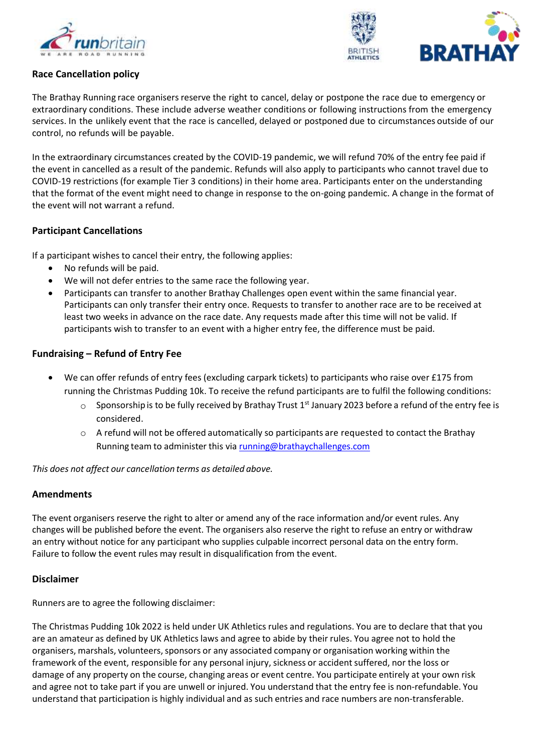## Race Cancellation policy

The Brathay Running race organisers reserve the right to cancel, delay or postpone the race due to emergency or extraordinary conditions. These include adverse weather conditions or following instructions from the emergency services. In the unlikely event that the race is cancelled, delayed or postponed due to circumstances outside of our control, no refunds will be payable.

In the extraordinary circumstances created by the COVID-19 pandemic, we will refund 70% of the entry fee paid if the event in cancelled as a result of the pandemic. Refunds will also apply to participants who cannot travel due to COVID-19 restrictions (for example Tier 3 conditions) in their home area. Participants enter on the understanding that the format of the event might need to change in response to the on-going pandemic. A change in the format of the event will not warrant a refund.

## Participant Cancellations

If a participant wishes to cancel their entry, the following applies:

- No refunds will be paid.
- We will not defer entries to the same race the following year.
- Participants can transfer to another Brathay Challenges open event within the same financial year. Participants can only transfer their entry once. Requests to transfer to another race are to be received at least two weeks in advance on the race date. Any requests made after this time will not be valid. If participants wish to transfer to an event with a higher entry fee, the difference must be paid.

## Fundraising – Refund of Entry Fee

- We can offer refunds of entry fees (excluding carpark tickets) to participants who raise over £175 from running the Christmas Pudding 10k. To receive the refund participants are to fulfil the following conditions:
  - Sponsorship is to be fully received by Brathay Trust 1st January 2023 before a refund of the entry fee is considered.
  - A refund will not be offered automatically so participants are requested to contact the Brathay Running team to administer this via running@brathaychallenges.com

*This does not affect our cancellation terms as detailed above.*

## Amendments

The event organisers reserve the right to alter or amend any of the race information and/or event rules. Any changes will be published before the event. The organisers also reserve the right to refuse an entry or withdraw an entry without notice for any participant who supplies culpable incorrect personal data on the entry form. Failure to follow the event rules may result in disqualification from the event.

## Disclaimer

Runners are to agree the following disclaimer:

The Christmas Pudding 10k 2022 is held under UK Athletics rules and regulations. You are to declare that that you are an amateur as defined by UK Athletics laws and agree to abide by their rules. You agree not to hold the organisers, marshals, volunteers, sponsors or any associated company or organisation working within the framework of the event, responsible for any personal injury, sickness or accident suffered, nor the loss or damage of any property on the course, changing areas or event centre. You participate entirely at your own risk and agree not to take part if you are unwell or injured. You understand that the entry fee is non-refundable. You understand that participation is highly individual and as such entries and race numbers are non-transferable.